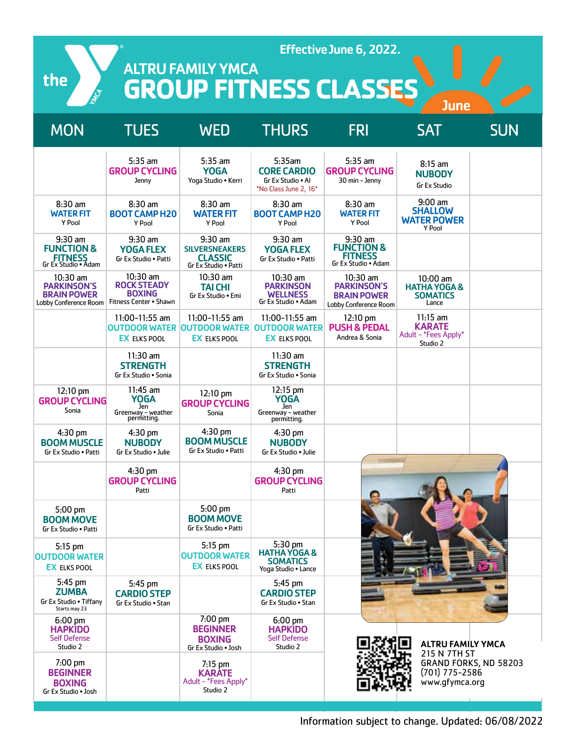# ALTRU FAMILY YMCA GROUP FITNESS CLASSES

Effective June 6, 2022.

June

| MON | TUES | WED | THURS | FRI | SAT | SUN |
|---|---|---|---|---|---|---|
| | 5:35 am **GROUP CYCLING** Jenny | 5:35 am **YOGA** Yoga Studio • Kerri | 5:35am **CORE CARDIO** Gr Ex Studio • Al *No Class June 2, 16* | 5:35 am **GROUP CYCLING** 30 min - Jenny | 8:15 am **NUBODY** Gr Ex Studio | |
| 8:30 am **WATER FIT** Y Pool | 8:30 am **BOOT CAMP H20** Y Pool | 8:30 am **WATER FIT** Y Pool | 8:30 am **BOOT CAMP H20** Y Pool | 8:30 am **WATER FIT** Y Pool | 9:00 am **SHALLOW WATER POWER** Y Pool | |
| 9:30 am **FUNCTION & FITNESS** Gr Ex Studio • Adam | 9:30 am **YOGA FLEX** Gr Ex Studio • Patti | 9:30 am **SILVERSNEAKERS CLASSIC** Gr Ex Studio • Patti | 9:30 am **YOGA FLEX** Gr Ex Studio • Patti | 9:30 am **FUNCTION & FITNESS** Gr Ex Studio • Adam | | |
| 10:30 am **PARKINSON'S BRAIN POWER** Lobby Conference Room | 10:30 am **ROCK STEADY BOXING** Fitness Center • Shawn | 10:30 am **TAI CHI** Gr Ex Studio • Emi | 10:30 am **PARKINSON WELLNESS** Gr Ex Studio • Adam | 10:30 am **PARKINSON'S BRAIN POWER** Lobby Conference Room | 10:00 am **HATHA YOGA & SOMATICS** Lance | |
| | 11:00-11:55 am **OUTDOOR WATER EX** ELKS POOL | 11:00-11:55 am **OUTDOOR WATER EX** ELKS POOL | 11:00-11:55 am **OUTDOOR WATER EX** ELKS POOL | 12:10 pm **PUSH & PEDAL** Andrea & Sonia | 11:15 am **KARATE** Adult - *Fees Apply* Studio 2 | |
| | 11:30 am **STRENGTH** Gr Ex Studio • Sonia | | 11:30 am **STRENGTH** Gr Ex Studio • Sonia | | | |
| 12:10 pm **GROUP CYCLING** Sonia | 11:45 am **YOGA** Jen Greenway - weather permitting. | 12:10 pm **GROUP CYCLING** Sonia | 12:15 pm **YOGA** Jen Greenway - weather permitting. | | | |
| 4:30 pm **BOOM MUSCLE** Gr Ex Studio • Patti | 4:30 pm **NUBODY** Gr Ex Studio • Julie | 4:30 pm **BOOM MUSCLE** Gr Ex Studio • Patti | 4:30 pm **NUBODY** Gr Ex Studio • Julie | | | |
| | 4:30 pm **GROUP CYCLING** Patti | | 4:30 pm **GROUP CYCLING** Patti | | | |
| 5:00 pm **BOOM MOVE** Gr Ex Studio • Patti | | 5:00 pm **BOOM MOVE** Gr Ex Studio • Patti | | | | |
| 5:15 pm **OUTDOOR WATER EX** ELKS POOL | | 5:15 pm **OUTDOOR WATER EX** ELKS POOL | 5:30 pm **HATHA YOGA & SOMATICS** Yoga Studio • Lance | | | |
| 5:45 pm **ZUMBA** Gr Ex Studio • Tiffany Starts may 23 | 5:45 pm **CARDIO STEP** Gr Ex Studio • Stan | | 5:45 pm **CARDIO STEP** Gr Ex Studio • Stan | | | |
| 6:00 pm **HAPKIDO** Self Defense Studio 2 | | 7:00 pm **BEGINNER BOXING** Gr Ex Studio • Josh | 6:00 pm **HAPKIDO** Self Defense Studio 2 | | | |
| 7:00 pm **BEGINNER BOXING** Gr Ex Studio • Josh | | 7:15 pm **KARATE** Adult - *Fees Apply* Studio 2 | | | | |

**ALTRU FAMILY YMCA**
215 N 7TH ST
GRAND FORKS, ND 58203
(701) 775-2586
www.gfymca.org

Information subject to change. Updated: 06/08/2022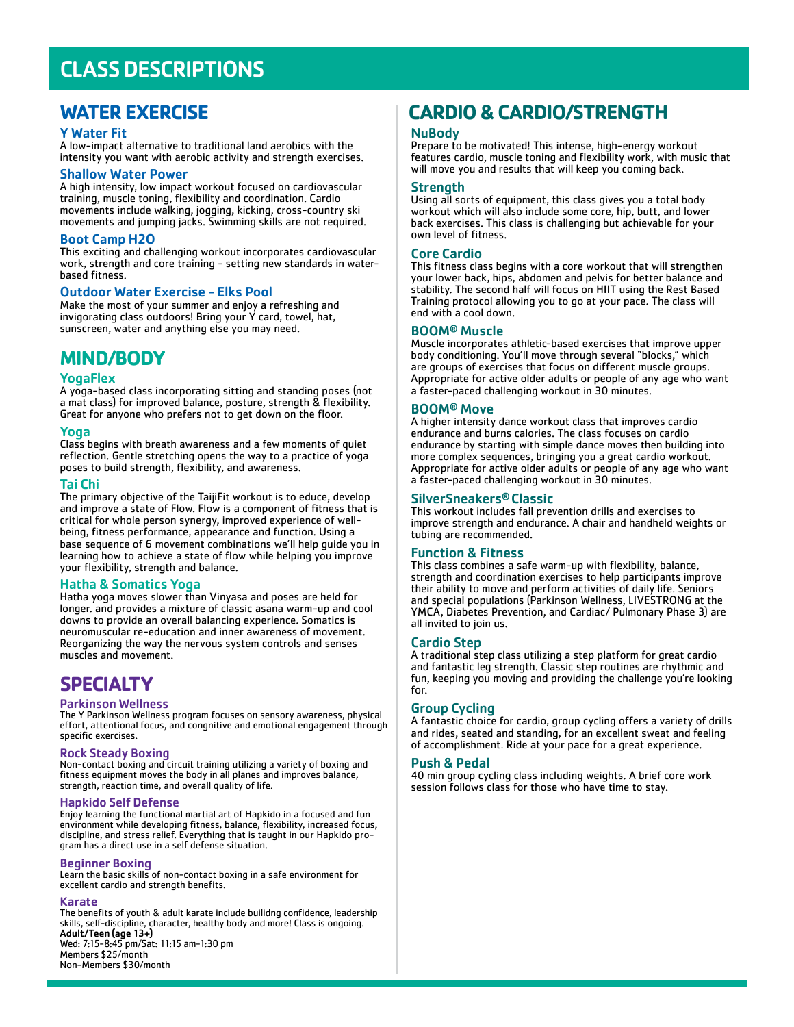# CLASS DESCRIPTIONS

## WATER EXERCISE

### Y Water Fit

A low-impact alternative to traditional land aerobics with the intensity you want with aerobic activity and strength exercises.

### Shallow Water Power

A high intensity, low impact workout focused on cardiovascular training, muscle toning, flexibility and coordination. Cardio movements include walking, jogging, kicking, cross-country ski movements and jumping jacks. Swimming skills are not required.

### Boot Camp H2O

This exciting and challenging workout incorporates cardiovascular work, strength and core training - setting new standards in water-based fitness.

### Outdoor Water Exercise - Elks Pool

Make the most of your summer and enjoy a refreshing and invigorating class outdoors! Bring your Y card, towel, hat, sunscreen, water and anything else you may need.

## MIND/BODY

### YogaFlex

A yoga-based class incorporating sitting and standing poses (not a mat class) for improved balance, posture, strength & flexibility. Great for anyone who prefers not to get down on the floor.

### Yoga

Class begins with breath awareness and a few moments of quiet reflection. Gentle stretching opens the way to a practice of yoga poses to build strength, flexibility, and awareness.

### Tai Chi

The primary objective of the TaijiFit workout is to educe, develop and improve a state of Flow. Flow is a component of fitness that is critical for whole person synergy, improved experience of well-being, fitness performance, appearance and function. Using a base sequence of 6 movement combinations we'll help guide you in learning how to achieve a state of flow while helping you improve your flexibility, strength and balance.

### Hatha & Somatics Yoga

Hatha yoga moves slower than Vinyasa and poses are held for longer. and provides a mixture of classic asana warm-up and cool downs to provide an overall balancing experience. Somatics is neuromuscular re-education and inner awareness of movement. Reorganizing the way the nervous system controls and senses muscles and movement.

## SPECIALTY

### Parkinson Wellness

The Y Parkinson Wellness program focuses on sensory awareness, physical effort, attentional focus, and congnitive and emotional engagement through specific exercises.

### Rock Steady Boxing

Non-contact boxing and circuit training utilizing a variety of boxing and fitness equipment moves the body in all planes and improves balance, strength, reaction time, and overall quality of life.

### Hapkido Self Defense

Enjoy learning the functional martial art of Hapkido in a focused and fun environment while developing fitness, balance, flexibility, increased focus, discipline, and stress relief. Everything that is taught in our Hapkido program has a direct use in a self defense situation.

### Beginner Boxing

Learn the basic skills of non-contact boxing in a safe environment for excellent cardio and strength benefits.

### Karate

The benefits of youth & adult karate include builidng confidence, leadership skills, self-discipline, character, healthy body and more! Class is ongoing.

**Adult/Teen (age 13+)**
Wed: 7:15-8:45 pm/Sat: 11:15 am-1:30 pm
Members $25/month
Non-Members $30/month

## CARDIO & CARDIO/STRENGTH

### NuBody

Prepare to be motivated! This intense, high-energy workout features cardio, muscle toning and flexibility work, with music that will move you and results that will keep you coming back.

### Strength

Using all sorts of equipment, this class gives you a total body workout which will also include some core, hip, butt, and lower back exercises. This class is challenging but achievable for your own level of fitness.

### Core Cardio

This fitness class begins with a core workout that will strengthen your lower back, hips, abdomen and pelvis for better balance and stability. The second half will focus on HIIT using the Rest Based Training protocol allowing you to go at your pace. The class will end with a cool down.

### BOOM® Muscle

Muscle incorporates athletic-based exercises that improve upper body conditioning. You'll move through several "blocks," which are groups of exercises that focus on different muscle groups. Appropriate for active older adults or people of any age who want a faster-paced challenging workout in 30 minutes.

### BOOM® Move

A higher intensity dance workout class that improves cardio endurance and burns calories. The class focuses on cardio endurance by starting with simple dance moves then building into more complex sequences, bringing you a great cardio workout. Appropriate for active older adults or people of any age who want a faster-paced challenging workout in 30 minutes.

### SilverSneakers® Classic

This workout includes fall prevention drills and exercises to improve strength and endurance. A chair and handheld weights or tubing are recommended.

### Function & Fitness

This class combines a safe warm-up with flexibility, balance, strength and coordination exercises to help participants improve their ability to move and perform activities of daily life. Seniors and special populations (Parkinson Wellness, LIVESTRONG at the YMCA, Diabetes Prevention, and Cardiac/ Pulmonary Phase 3) are all invited to join us.

### Cardio Step

A traditional step class utilizing a step platform for great cardio and fantastic leg strength. Classic step routines are rhythmic and fun, keeping you moving and providing the challenge you're looking for.

### Group Cycling

A fantastic choice for cardio, group cycling offers a variety of drills and rides, seated and standing, for an excellent sweat and feeling of accomplishment. Ride at your pace for a great experience.

### Push & Pedal

40 min group cycling class including weights. A brief core work session follows class for those who have time to stay.